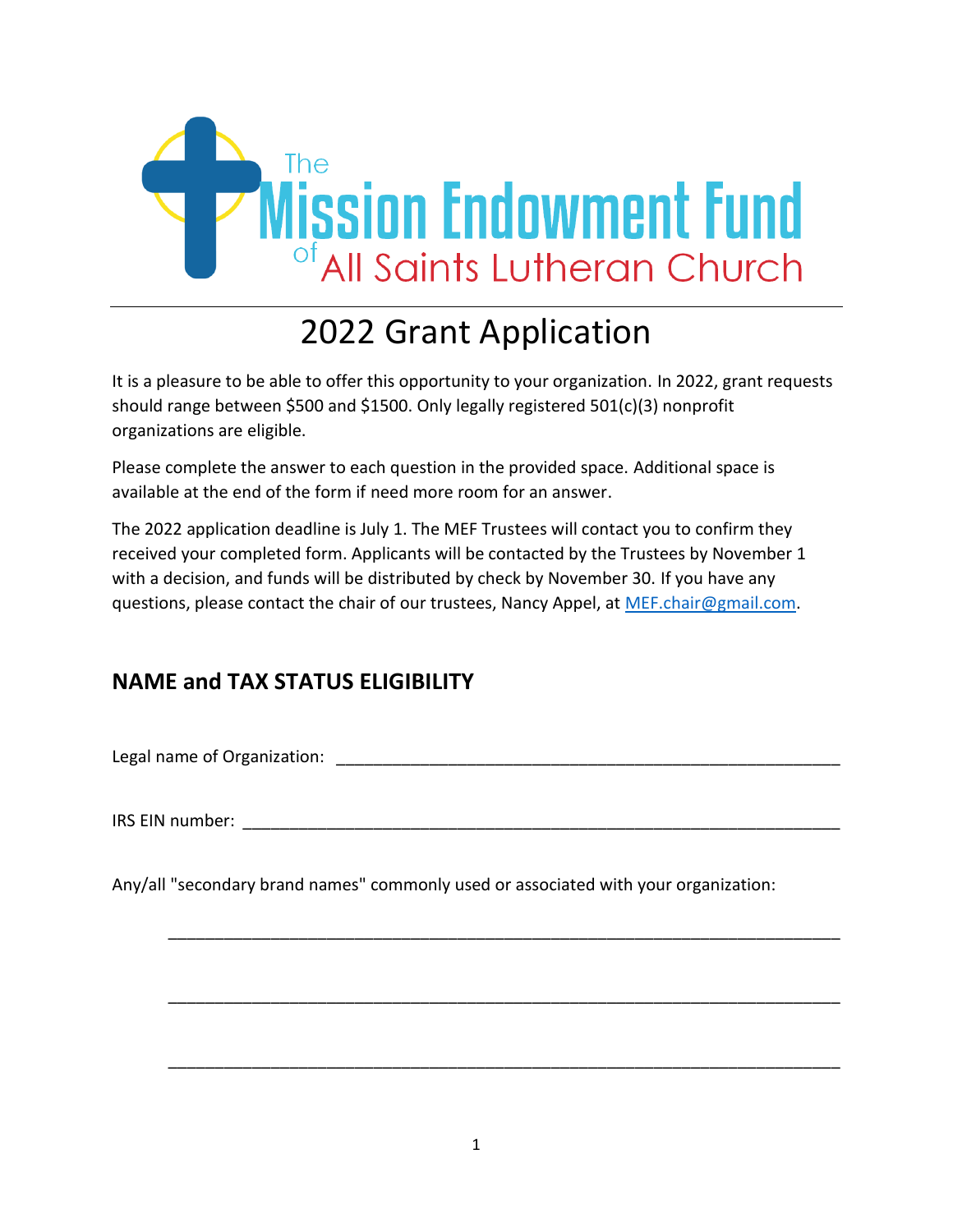The Mission Endowment Fund of All Saints Lutheran Church

# 2022 Grant Application

It is a pleasure to be able to offer this opportunity to your organization. In 2022, grant requests should range between $500 and $1500. Only legally registered 501(c)(3) nonprofit organizations are eligible.

Please complete the answer to each question in the provided space. Additional space is available at the end of the form if need more room for an answer.

The 2022 application deadline is July 1. The MEF Trustees will contact you to confirm they received your completed form. Applicants will be contacted by the Trustees by November 1 with a decision, and funds will be distributed by check by November 30. If you have any questions, please contact the chair of our trustees, Nancy Appel, at MEF.chair@gmail.com.

## NAME and TAX STATUS ELIGIBILITY

Legal name of Organization: ________________________________________________________

IRS EIN number: _______________________________________________________________

Any/all "secondary brand names" commonly used or associated with your organization:

_________________________________________________________________________

_________________________________________________________________________

_________________________________________________________________________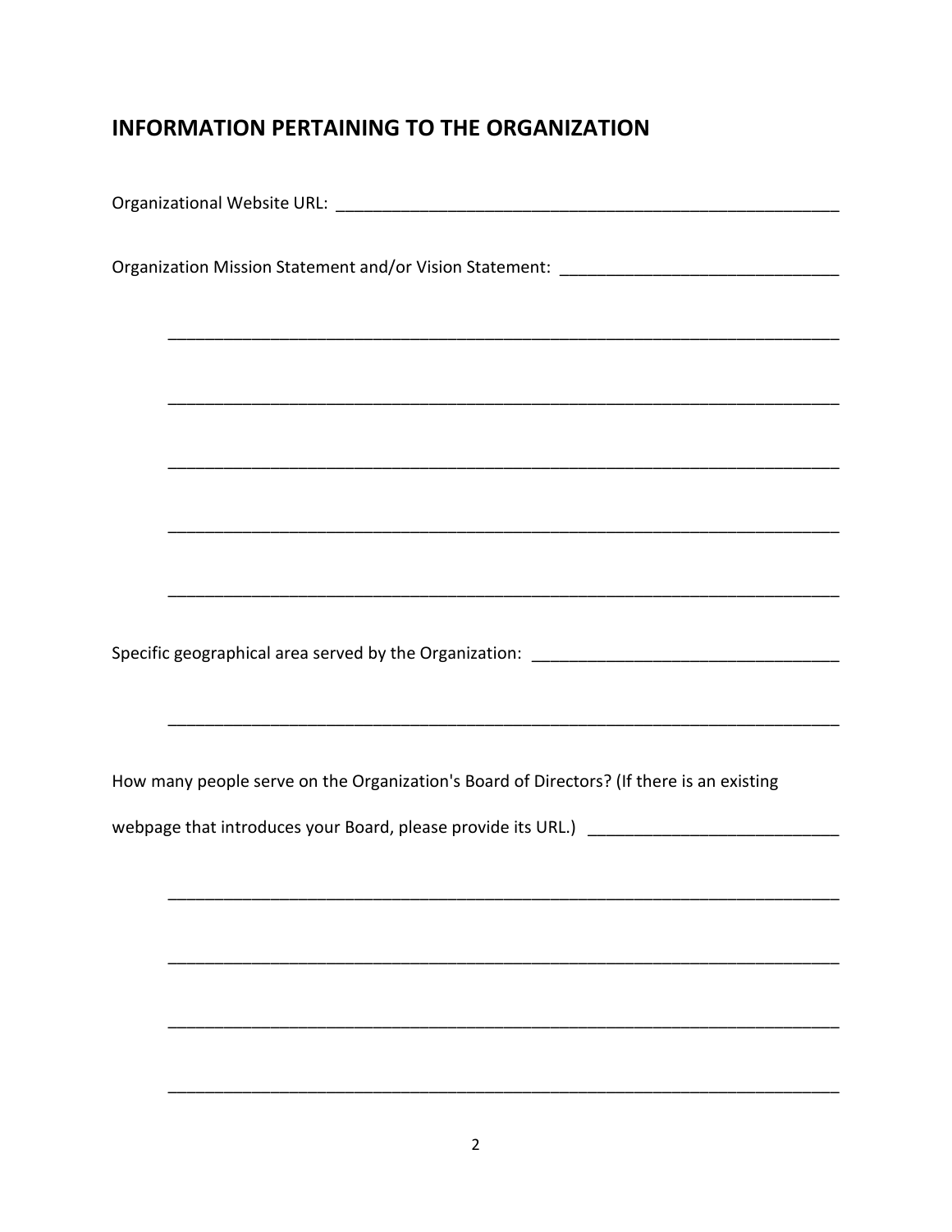## INFORMATION PERTAINING TO THE ORGANIZATION

Organizational Website URL: ________________________________________________________

Organization Mission Statement and/or Vision Statement: ______________________________

________________________________________________________________________

________________________________________________________________________

________________________________________________________________________

________________________________________________________________________

________________________________________________________________________

Specific geographical area served by the Organization: _________________________________

________________________________________________________________________

How many people serve on the Organization's Board of Directors? (If there is an existing webpage that introduces your Board, please provide its URL.) ___________________________

________________________________________________________________________

________________________________________________________________________

________________________________________________________________________

________________________________________________________________________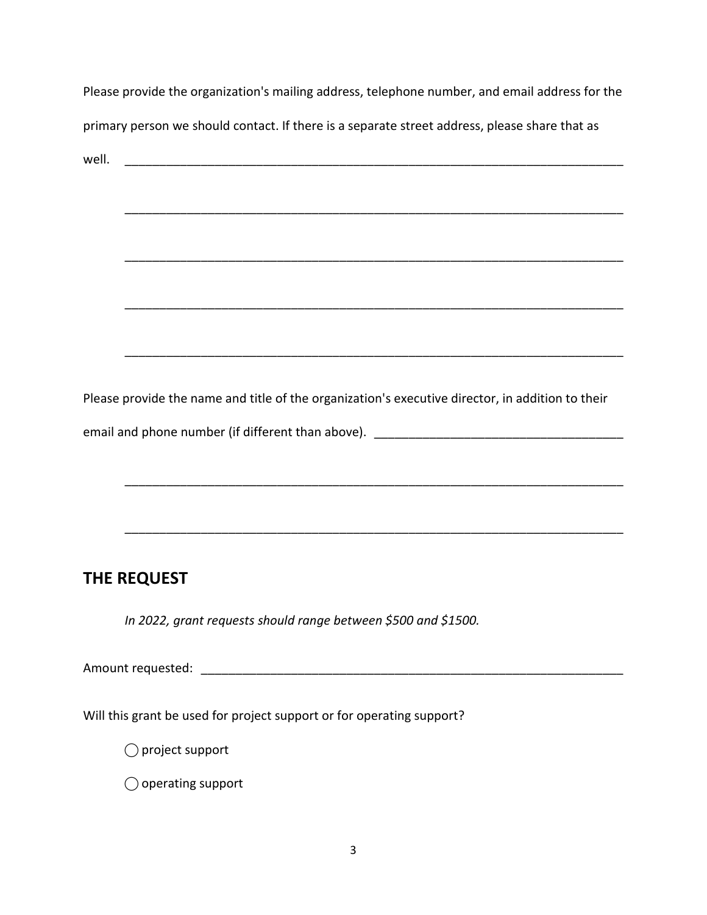Please provide the organization's mailing address, telephone number, and email address for the primary person we should contact. If there is a separate street address, please share that as well. ___________________________________________________________________________

___________________________________________________________________________

___________________________________________________________________________

___________________________________________________________________________

___________________________________________________________________________

Please provide the name and title of the organization's executive director, in addition to their email and phone number (if different than above). ____________________________________

___________________________________________________________________________

___________________________________________________________________________

## THE REQUEST

*In 2022, grant requests should range between $500 and $1500.*

Amount requested: ______________________________________________________________

Will this grant be used for project support or for operating support?

◯ project support

◯ operating support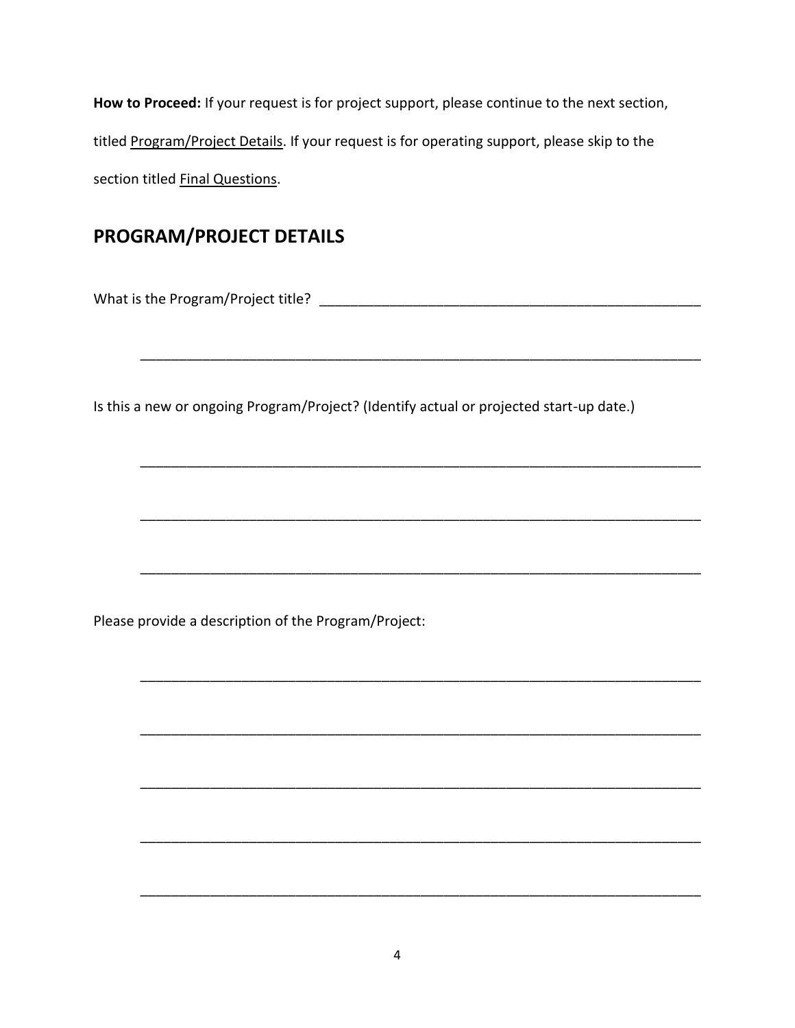**How to Proceed:** If your request is for project support, please continue to the next section, titled Program/Project Details. If your request is for operating support, please skip to the section titled Final Questions.

## PROGRAM/PROJECT DETAILS

What is the Program/Project title? ___________________________________________________

___________________________________________________________________________

Is this a new or ongoing Program/Project? (Identify actual or projected start-up date.)

___________________________________________________________________________

___________________________________________________________________________

___________________________________________________________________________

Please provide a description of the Program/Project:

___________________________________________________________________________

___________________________________________________________________________

___________________________________________________________________________

___________________________________________________________________________

___________________________________________________________________________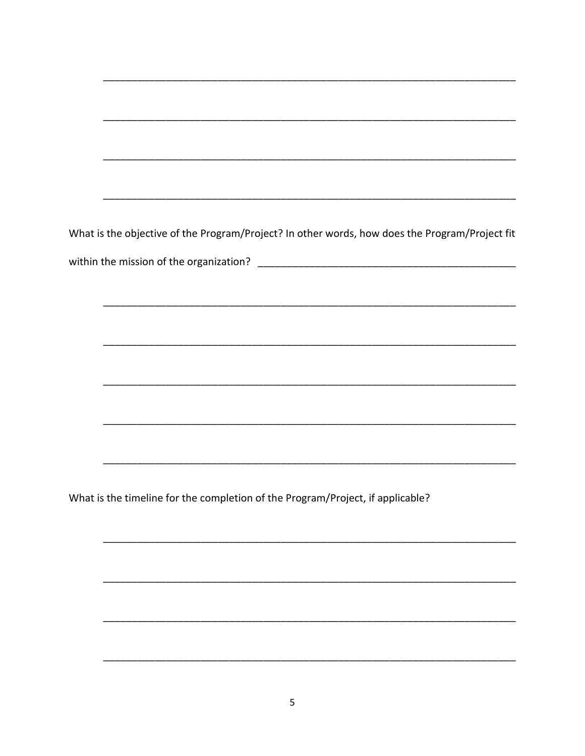____________________________________________________________________________

____________________________________________________________________________

____________________________________________________________________________

____________________________________________________________________________

What is the objective of the Program/Project? In other words, how does the Program/Project fit within the mission of the organization? _______________________________________________

____________________________________________________________________________

____________________________________________________________________________

____________________________________________________________________________

____________________________________________________________________________

____________________________________________________________________________

What is the timeline for the completion of the Program/Project, if applicable?

____________________________________________________________________________

____________________________________________________________________________

____________________________________________________________________________

____________________________________________________________________________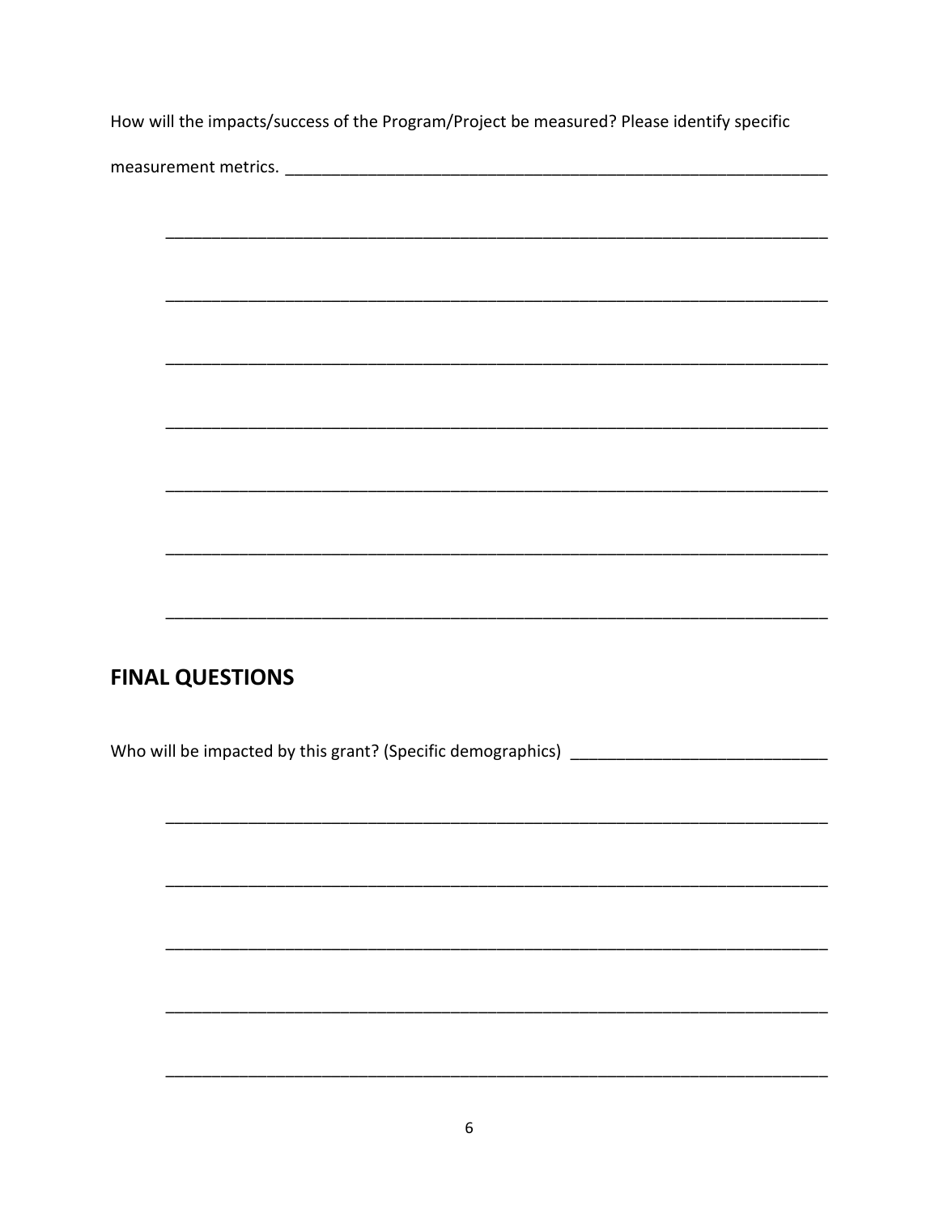How will the impacts/success of the Program/Project be measured? Please identify specific measurement metrics. ______________________________________________________________

_________________________________________________________________________

_________________________________________________________________________

_________________________________________________________________________

_________________________________________________________________________

_________________________________________________________________________

_________________________________________________________________________

_________________________________________________________________________

## FINAL QUESTIONS

Who will be impacted by this grant? (Specific demographics) ___________________________

_________________________________________________________________________

_________________________________________________________________________

_________________________________________________________________________

_________________________________________________________________________

_________________________________________________________________________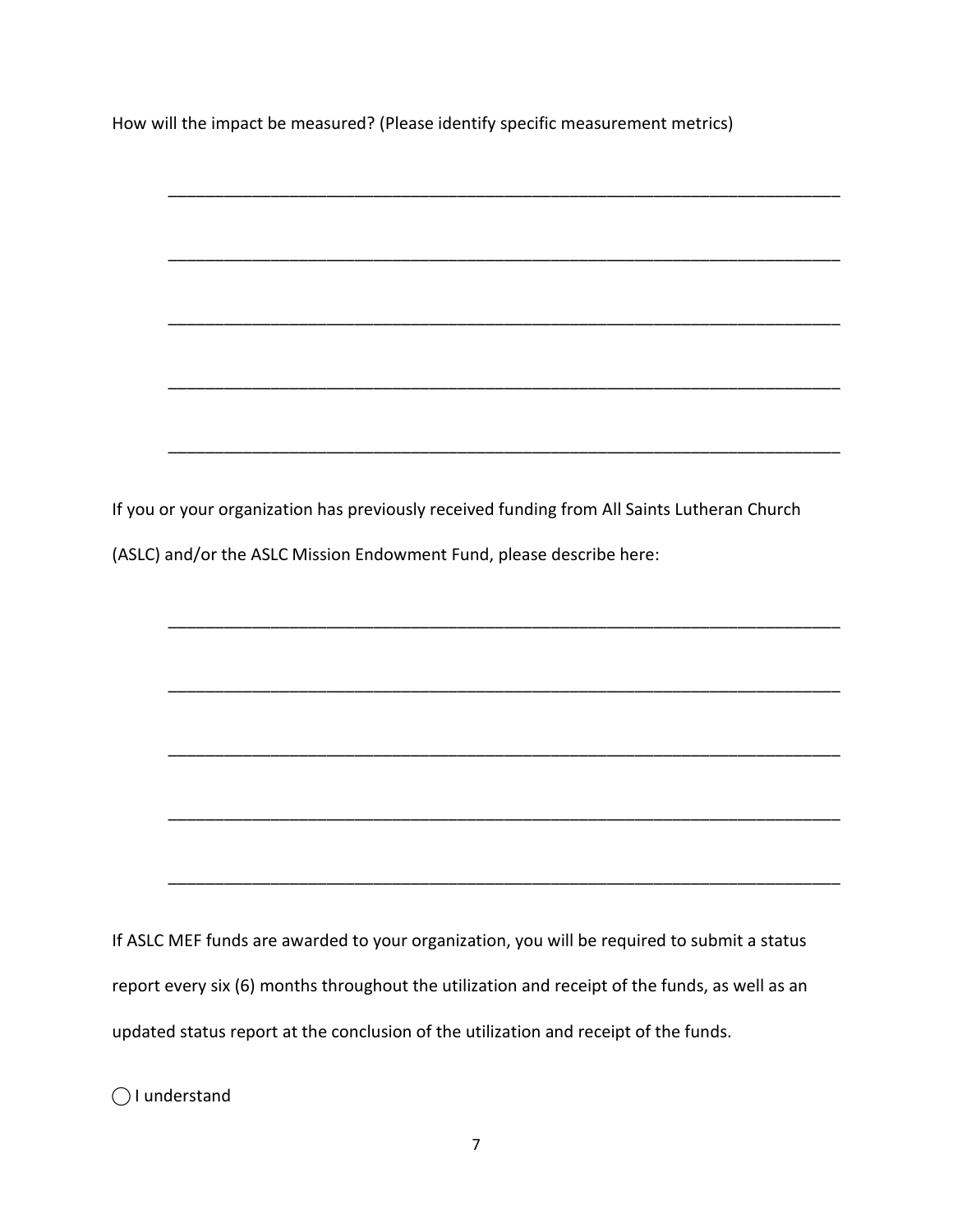How will the impact be measured? (Please identify specific measurement metrics)

_______________________________________________________________________________

_______________________________________________________________________________

_______________________________________________________________________________

_______________________________________________________________________________

_______________________________________________________________________________

If you or your organization has previously received funding from All Saints Lutheran Church (ASLC) and/or the ASLC Mission Endowment Fund, please describe here:

_______________________________________________________________________________

_______________________________________________________________________________

_______________________________________________________________________________

_______________________________________________________________________________

_______________________________________________________________________________

If ASLC MEF funds are awarded to your organization, you will be required to submit a status report every six (6) months throughout the utilization and receipt of the funds, as well as an updated status report at the conclusion of the utilization and receipt of the funds.

◯ I understand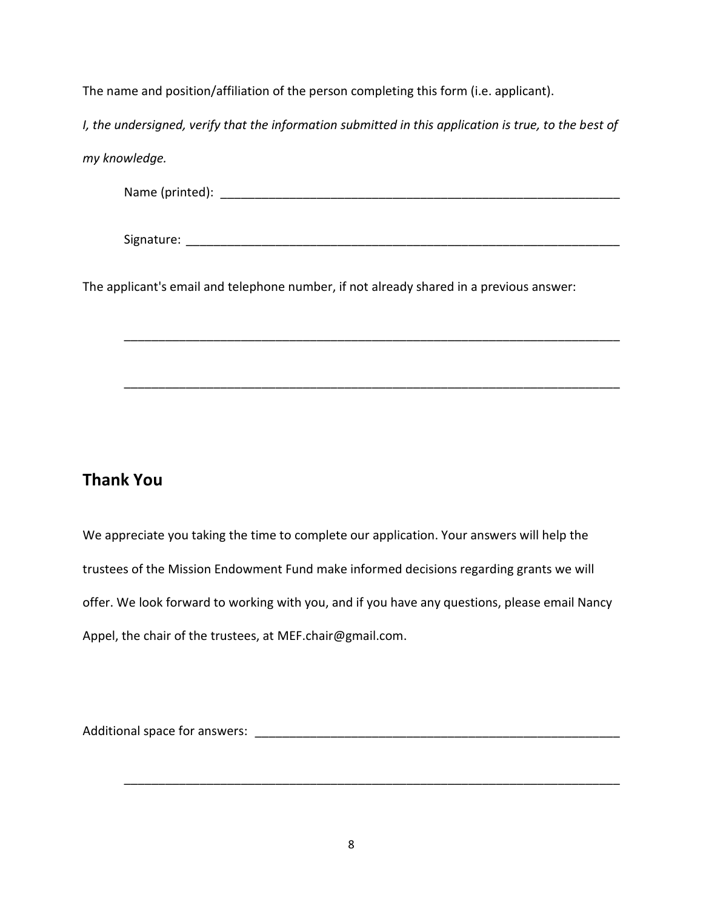The name and position/affiliation of the person completing this form (i.e. applicant).

*I, the undersigned, verify that the information submitted in this application is true, to the best of my knowledge.*

Name (printed): ____________________________________________________________

Signature: _________________________________________________________________

The applicant's email and telephone number, if not already shared in a previous answer:

___________________________________________________________________________

___________________________________________________________________________

## Thank You

We appreciate you taking the time to complete our application. Your answers will help the trustees of the Mission Endowment Fund make informed decisions regarding grants we will offer. We look forward to working with you, and if you have any questions, please email Nancy Appel, the chair of the trustees, at MEF.chair@gmail.com.

Additional space for answers: _______________________________________________________

___________________________________________________________________________